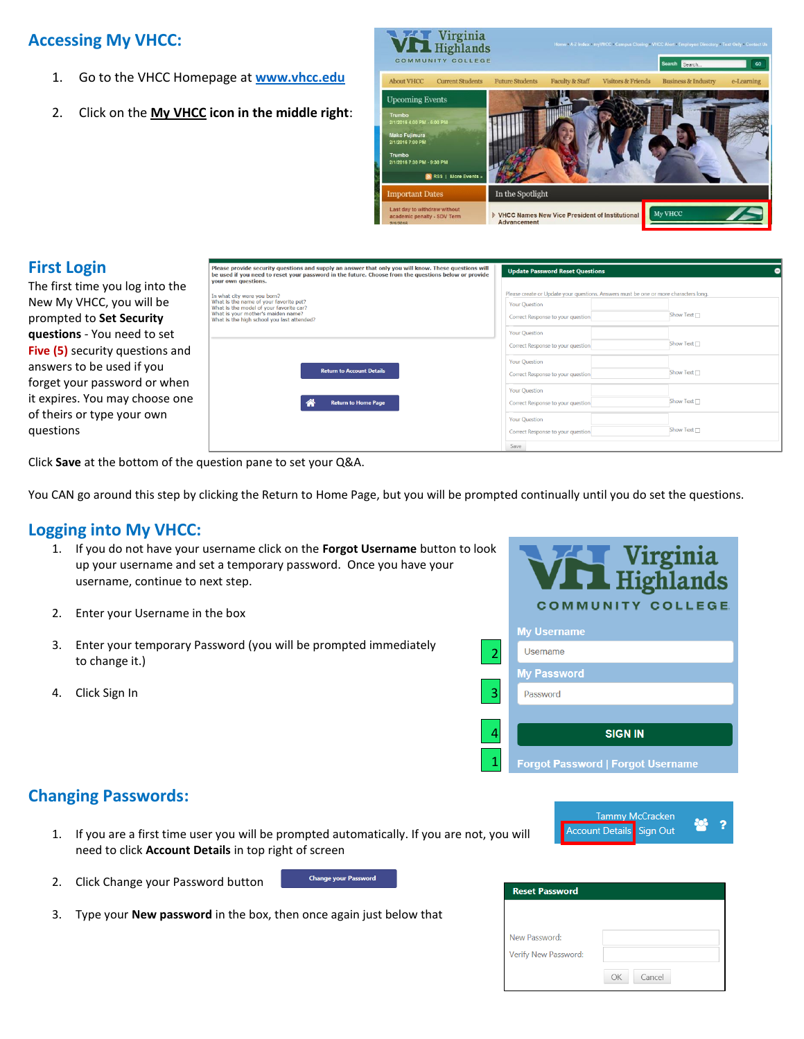## Accessing My VHCC:

1. Go to the VHCC Homepage at **www.vhcc.edu**
2. Click on the **My VHCC icon in the middle right**:

## First Login

The first time you log into the New My VHCC, you will be prompted to **Set Security questions** - You need to set **Five (5)** security questions and answers to be used if you forget your password or when it expires. You may choose one of theirs or type your own questions

Click **Save** at the bottom of the question pane to set your Q&A.

You CAN go around this step by clicking the Return to Home Page, but you will be prompted continually until you do set the questions.

## Logging into My VHCC:

1. If you do not have your username click on the **Forgot Username** button to look up your username and set a temporary password. Once you have your username, continue to next step.
2. Enter your Username in the box
3. Enter your temporary Password (you will be prompted immediately to change it.)
4. Click Sign In

## Changing Passwords:

1. If you are a first time user you will be prompted automatically. If you are not, you will need to click **Account Details** in top right of screen
2. Click Change your Password button
3. Type your **New password** in the box, then once again just below that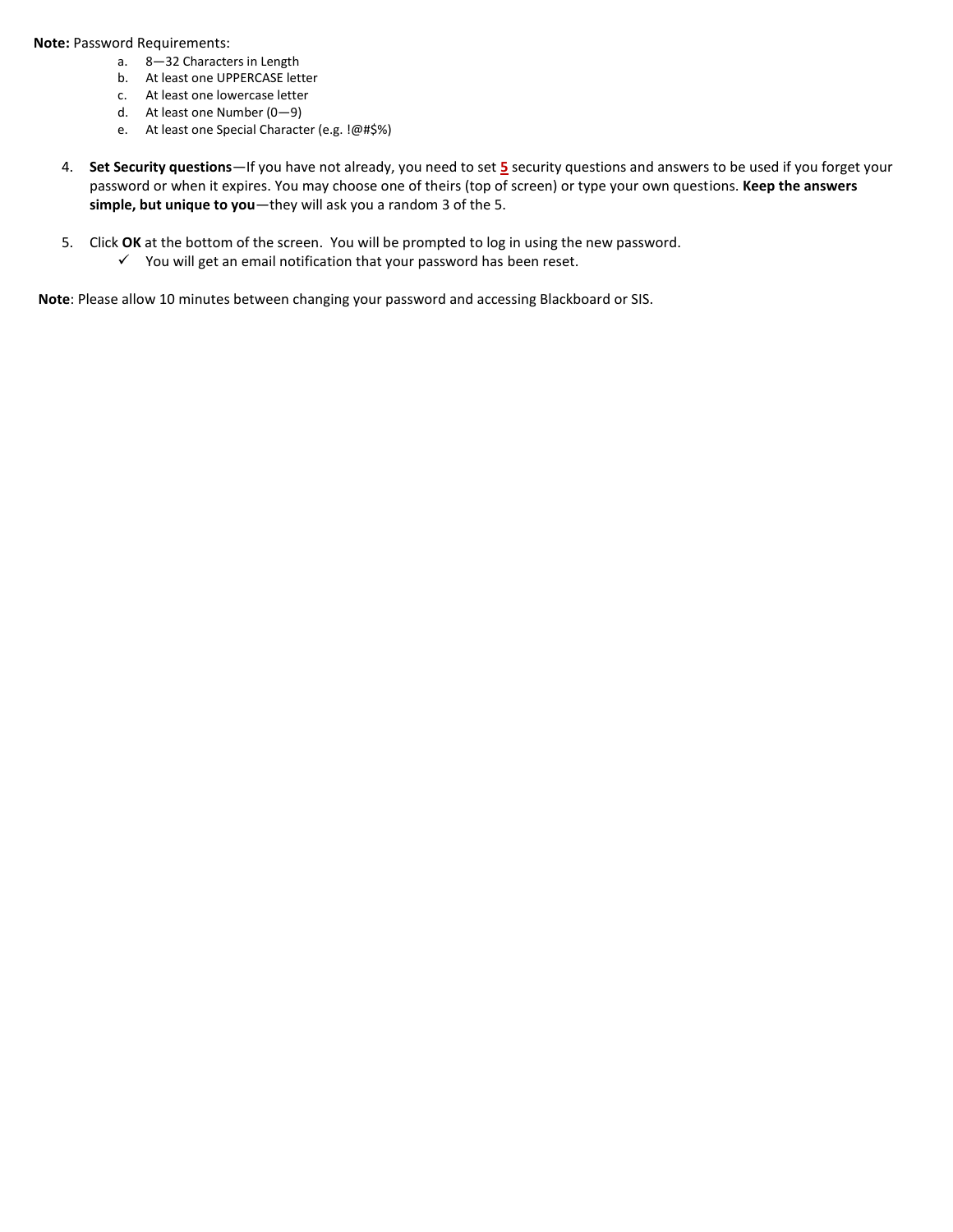**Note:** Password Requirements:

a. 8—32 Characters in Length
b. At least one UPPERCASE letter
c. At least one lowercase letter
d. At least one Number (0—9)
e. At least one Special Character (e.g. !@#$%)

4. **Set Security questions**—If you have not already, you need to set **5** security questions and answers to be used if you forget your password or when it expires. You may choose one of theirs (top of screen) or type your own questions. **Keep the answers simple, but unique to you**—they will ask you a random 3 of the 5.

5. Click **OK** at the bottom of the screen. You will be prompted to log in using the new password.
   - ✓ You will get an email notification that your password has been reset.

**Note**: Please allow 10 minutes between changing your password and accessing Blackboard or SIS.